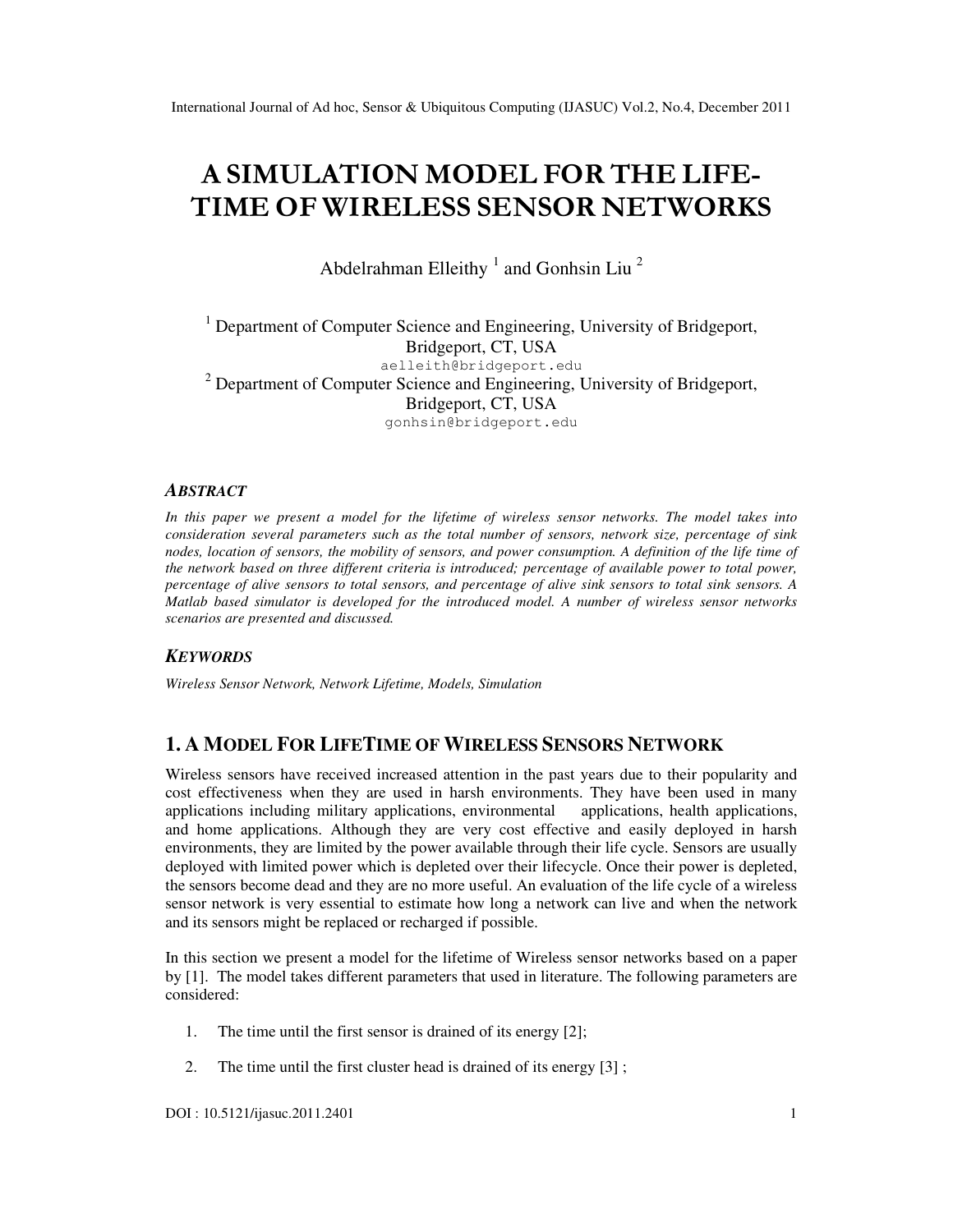# A SIMULATION MODEL FOR THE LIFE-TIME OF WIRELESS SENSOR NETWORKS

Abdelrahman Elleithy [1] and Gonhsin Liu [2]

[1] Department of Computer Science and Engineering, University of Bridgeport, Bridgeport, CT, USA
aelleith@bridgeport.edu
[2] Department of Computer Science and Engineering, University of Bridgeport, Bridgeport, CT, USA
gonhsin@bridgeport.edu

### *ABSTRACT*

*In this paper we present a model for the lifetime of wireless sensor networks. The model takes into consideration several parameters such as the total number of sensors, network size, percentage of sink nodes, location of sensors, the mobility of sensors, and power consumption. A definition of the life time of the network based on three different criteria is introduced; percentage of available power to total power, percentage of alive sensors to total sensors, and percentage of alive sink sensors to total sink sensors. A Matlab based simulator is developed for the introduced model. A number of wireless sensor networks scenarios are presented and discussed.*

### *KEYWORDS*

*Wireless Sensor Network, Network Lifetime, Models, Simulation*

## 1. A MODEL FOR LIFETIME OF WIRELESS SENSORS NETWORK

Wireless sensors have received increased attention in the past years due to their popularity and cost effectiveness when they are used in harsh environments. They have been used in many applications including military applications, environmental applications, health applications, and home applications. Although they are very cost effective and easily deployed in harsh environments, they are limited by the power available through their life cycle. Sensors are usually deployed with limited power which is depleted over their lifecycle. Once their power is depleted, the sensors become dead and they are no more useful. An evaluation of the life cycle of a wireless sensor network is very essential to estimate how long a network can live and when the network and its sensors might be replaced or recharged if possible.

In this section we present a model for the lifetime of Wireless sensor networks based on a paper by [1]. The model takes different parameters that used in literature. The following parameters are considered:

1. The time until the first sensor is drained of its energy [2];
2. The time until the first cluster head is drained of its energy [3] ;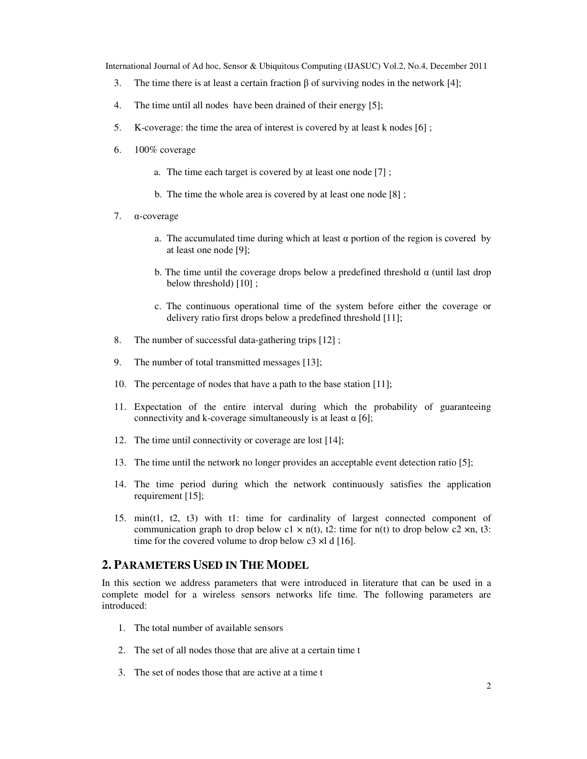3. The time there is at least a certain fraction $\beta$ of surviving nodes in the network [4];

4. The time until all nodes have been drained of their energy [5];

5. K-coverage: the time the area of interest is covered by at least k nodes [6] ;

6. 100% coverage

   a. The time each target is covered by at least one node [7] ;

   b. The time the whole area is covered by at least one node [8] ;

7. $\alpha$-coverage

   a. The accumulated time during which at least $\alpha$ portion of the region is covered by at least one node [9];

   b. The time until the coverage drops below a predefined threshold $\alpha$ (until last drop below threshold) [10] ;

   c. The continuous operational time of the system before either the coverage or delivery ratio first drops below a predefined threshold [11];

8. The number of successful data-gathering trips [12] ;

9. The number of total transmitted messages [13];

10. The percentage of nodes that have a path to the base station [11];

11. Expectation of the entire interval during which the probability of guaranteeing connectivity and k-coverage simultaneously is at least $\alpha$ [6];

12. The time until connectivity or coverage are lost [14];

13. The time until the network no longer provides an acceptable event detection ratio [5];

14. The time period during which the network continuously satisfies the application requirement [15];

15. min(t1, t2, t3) with t1: time for cardinality of largest connected component of communication graph to drop below $c1 \times n(t)$, t2: time for n(t) to drop below $c2 \times n$, t3: time for the covered volume to drop below $c3 \times l$ d [16].

## 2. PARAMETERS USED IN THE MODEL

In this section we address parameters that were introduced in literature that can be used in a complete model for a wireless sensors networks life time. The following parameters are introduced:

1. The total number of available sensors

2. The set of all nodes those that are alive at a certain time t

3. The set of nodes those that are active at a time t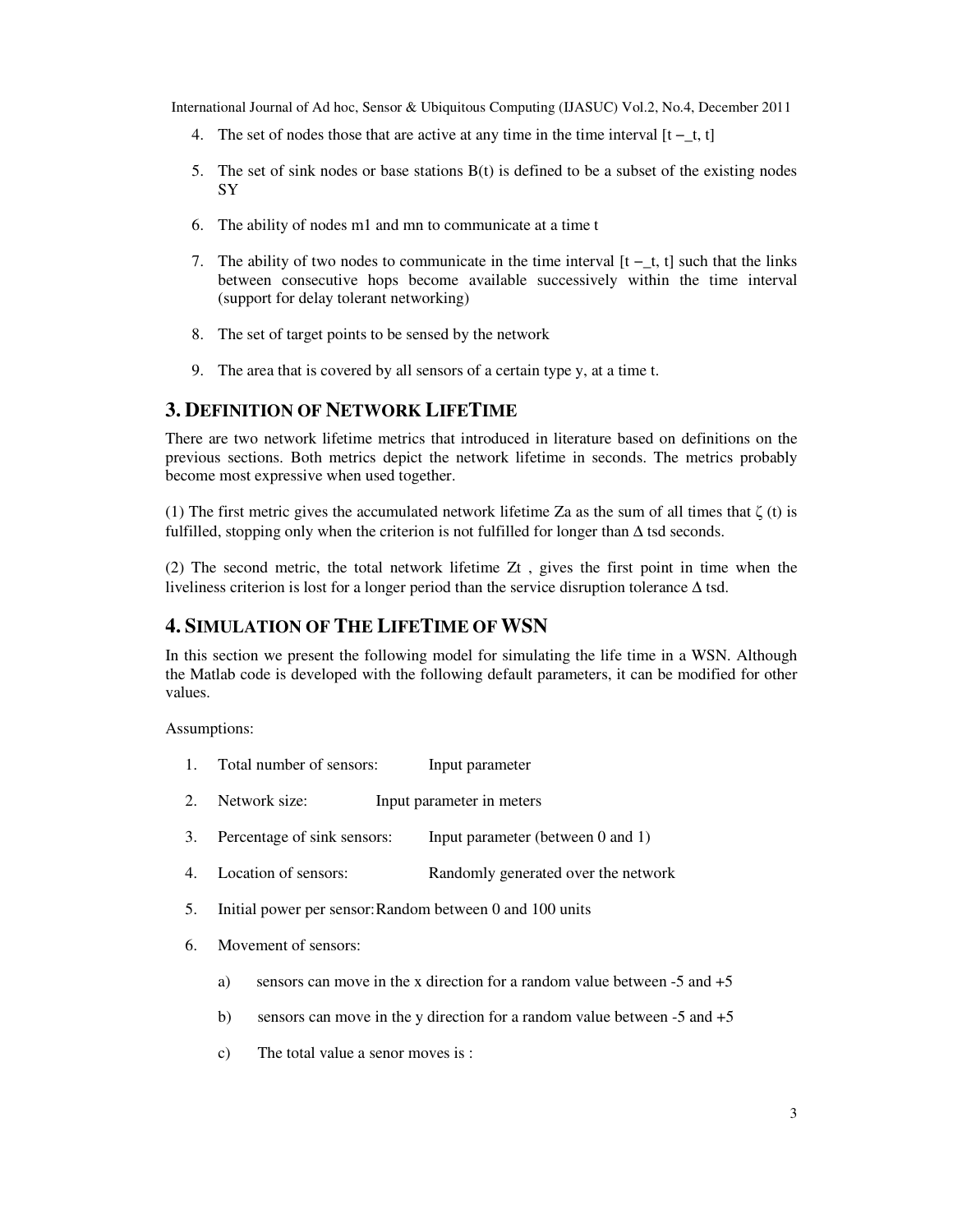4. The set of nodes those that are active at any time in the time interval [t −_t, t]

5. The set of sink nodes or base stations B(t) is defined to be a subset of the existing nodes SY

6. The ability of nodes m1 and mn to communicate at a time t

7. The ability of two nodes to communicate in the time interval [t −_t, t] such that the links between consecutive hops become available successively within the time interval (support for delay tolerant networking)

8. The set of target points to be sensed by the network

9. The area that is covered by all sensors of a certain type y, at a time t.

## 3. DEFINITION OF NETWORK LIFETIME

There are two network lifetime metrics that introduced in literature based on definitions on the previous sections. Both metrics depict the network lifetime in seconds. The metrics probably become most expressive when used together.

(1) The first metric gives the accumulated network lifetime Za as the sum of all times that $\zeta$ (t) is fulfilled, stopping only when the criterion is not fulfilled for longer than $\Delta$ tsd seconds.

(2) The second metric, the total network lifetime Zt , gives the first point in time when the liveliness criterion is lost for a longer period than the service disruption tolerance $\Delta$ tsd.

## 4. SIMULATION OF THE LIFETIME OF WSN

In this section we present the following model for simulating the life time in a WSN. Although the Matlab code is developed with the following default parameters, it can be modified for other values.

Assumptions:

1. Total number of sensors: Input parameter

2. Network size: Input parameter in meters

3. Percentage of sink sensors: Input parameter (between 0 and 1)

4. Location of sensors: Randomly generated over the network

5. Initial power per sensor: Random between 0 and 100 units

6. Movement of sensors:

   a) sensors can move in the x direction for a random value between -5 and +5

   b) sensors can move in the y direction for a random value between -5 and +5

   c) The total value a senor moves is :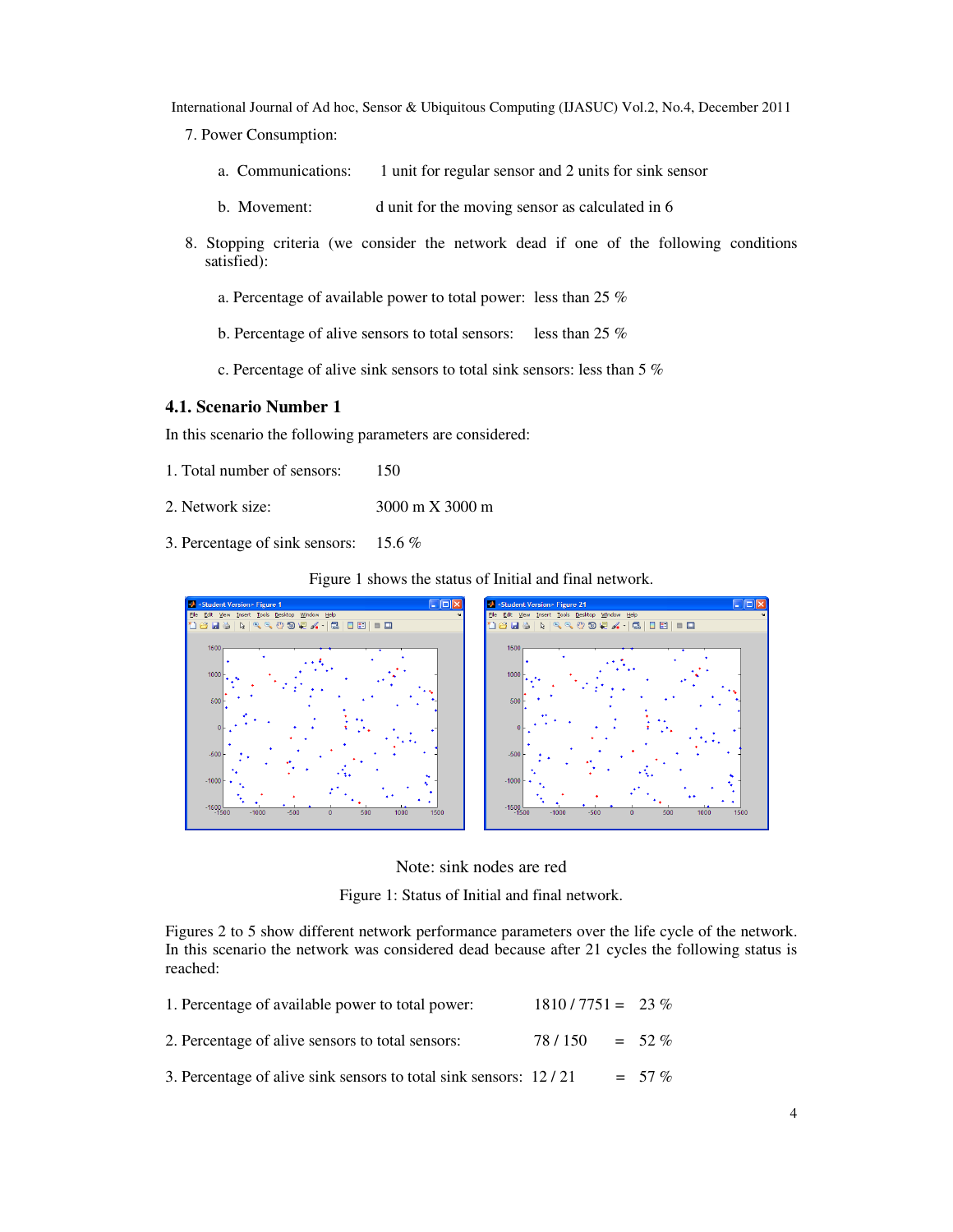7. Power Consumption:

   a. Communications: 1 unit for regular sensor and 2 units for sink sensor

   b. Movement: d unit for the moving sensor as calculated in 6

8. Stopping criteria (we consider the network dead if one of the following conditions satisfied):

   a. Percentage of available power to total power: less than 25 %

   b. Percentage of alive sensors to total sensors: less than 25 %

   c. Percentage of alive sink sensors to total sink sensors: less than 5 %

### 4.1. Scenario Number 1

In this scenario the following parameters are considered:

1. Total number of sensors: 150
2. Network size: 3000 m X 3000 m
3. Percentage of sink sensors: 15.6 %

Figure 1 shows the status of Initial and final network.

Note: sink nodes are red

Figure 1: Status of Initial and final network.

Figures 2 to 5 show different network performance parameters over the life cycle of the network. In this scenario the network was considered dead because after 21 cycles the following status is reached:

1. Percentage of available power to total power: 1810 / 7751 = 23 %
2. Percentage of alive sensors to total sensors: 78 / 150 = 52 %
3. Percentage of alive sink sensors to total sink sensors: 12 / 21 = 57 %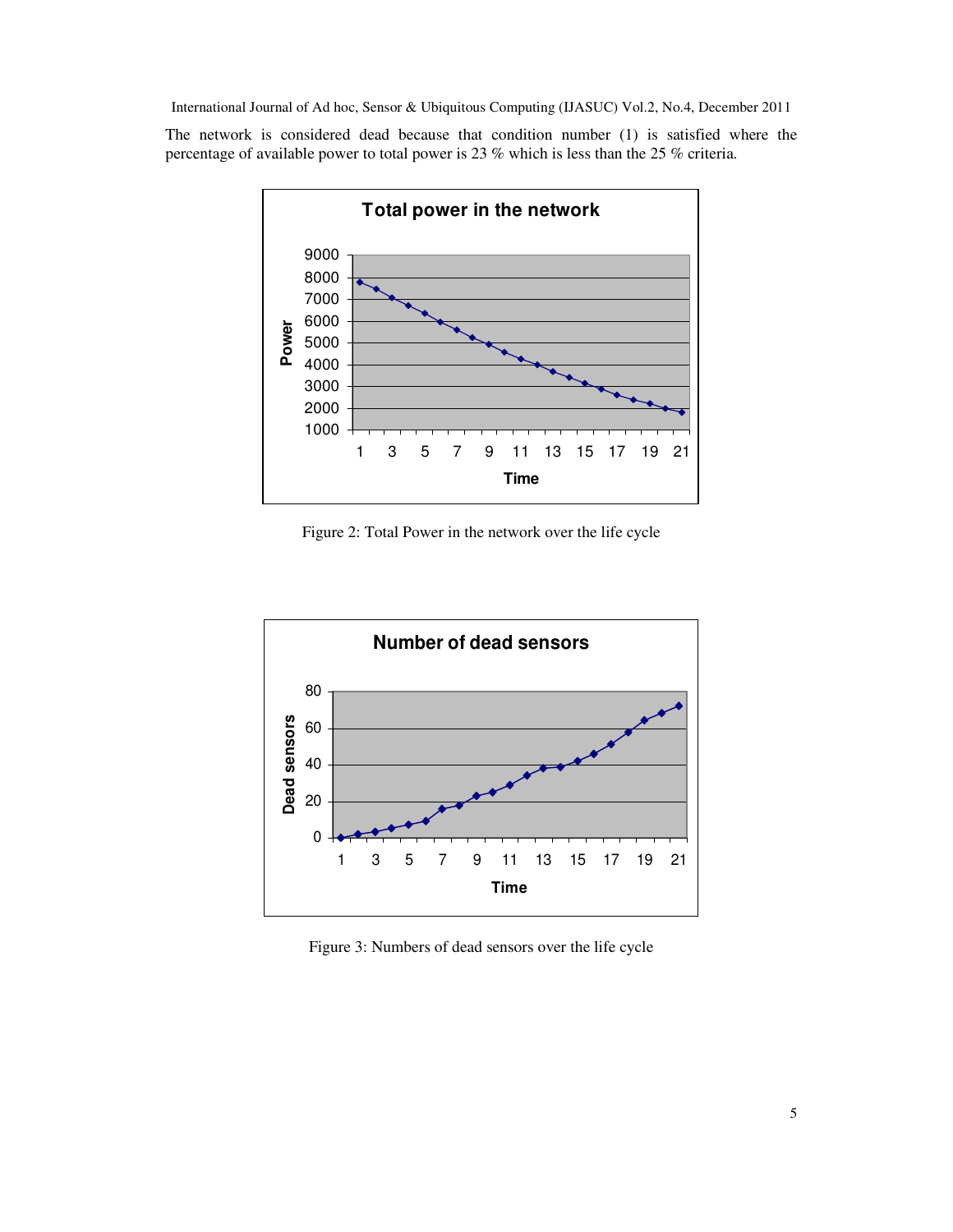The network is considered dead because that condition number (1) is satisfied where the percentage of available power to total power is 23 % which is less than the 25 % criteria.

Figure 2: Total Power in the network over the life cycle

Figure 3: Numbers of dead sensors over the life cycle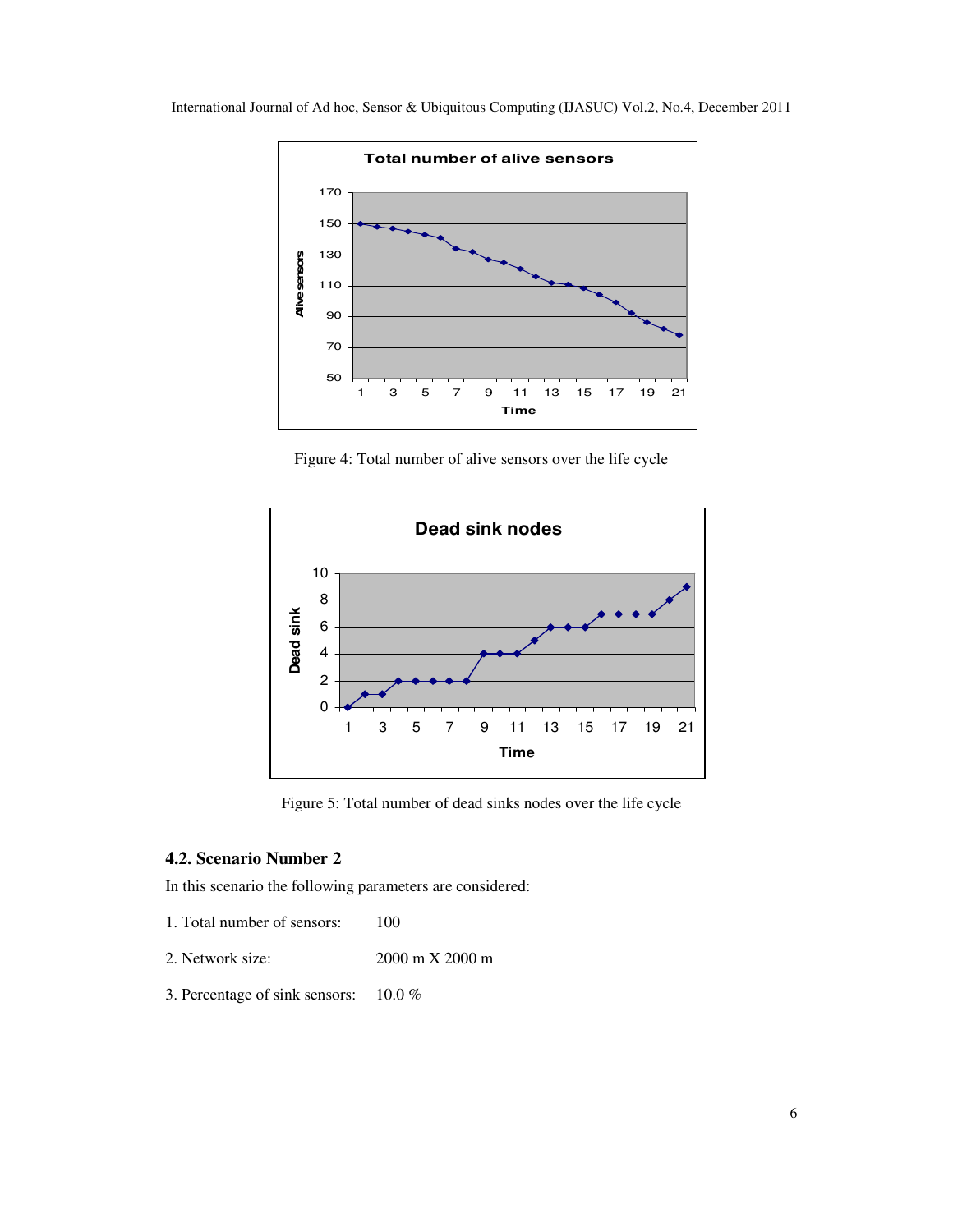Figure 4: Total number of alive sensors over the life cycle

Figure 5: Total number of dead sinks nodes over the life cycle

### 4.2. Scenario Number 2

In this scenario the following parameters are considered:

1. Total number of sensors: 100
2. Network size: 2000 m X 2000 m
3. Percentage of sink sensors: 10.0 %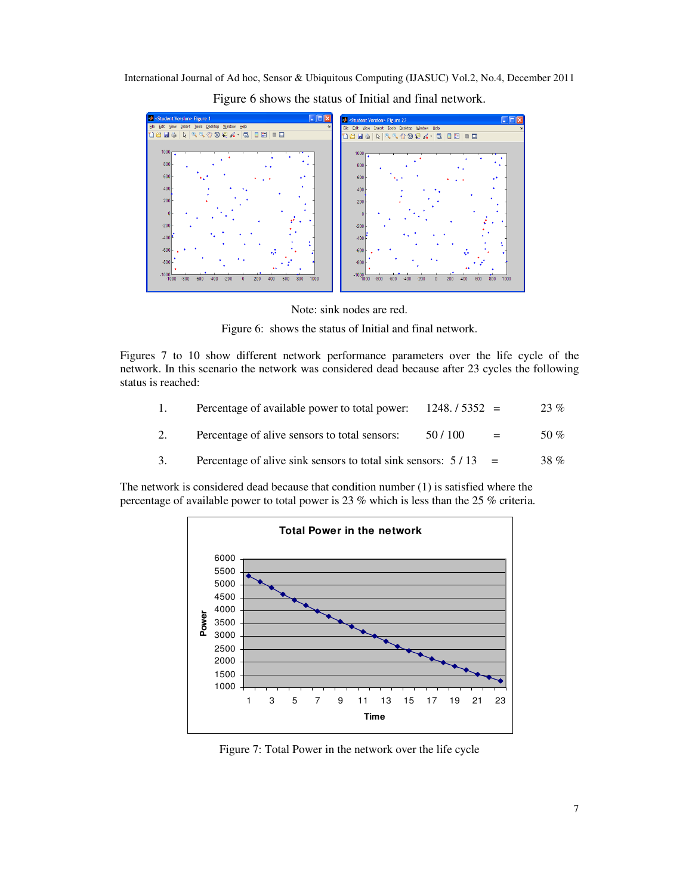Figure 6 shows the status of Initial and final network.

Note: sink nodes are red.

Figure 6: shows the status of Initial and final network.

Figures 7 to 10 show different network performance parameters over the life cycle of the network. In this scenario the network was considered dead because after 23 cycles the following status is reached:

1. Percentage of available power to total power: 1248. / 5352 = 23 %
2. Percentage of alive sensors to total sensors: 50 / 100 = 50 %
3. Percentage of alive sink sensors to total sink sensors: 5 / 13 = 38 %

The network is considered dead because that condition number (1) is satisfied where the percentage of available power to total power is 23 % which is less than the 25 % criteria.

Figure 7: Total Power in the network over the life cycle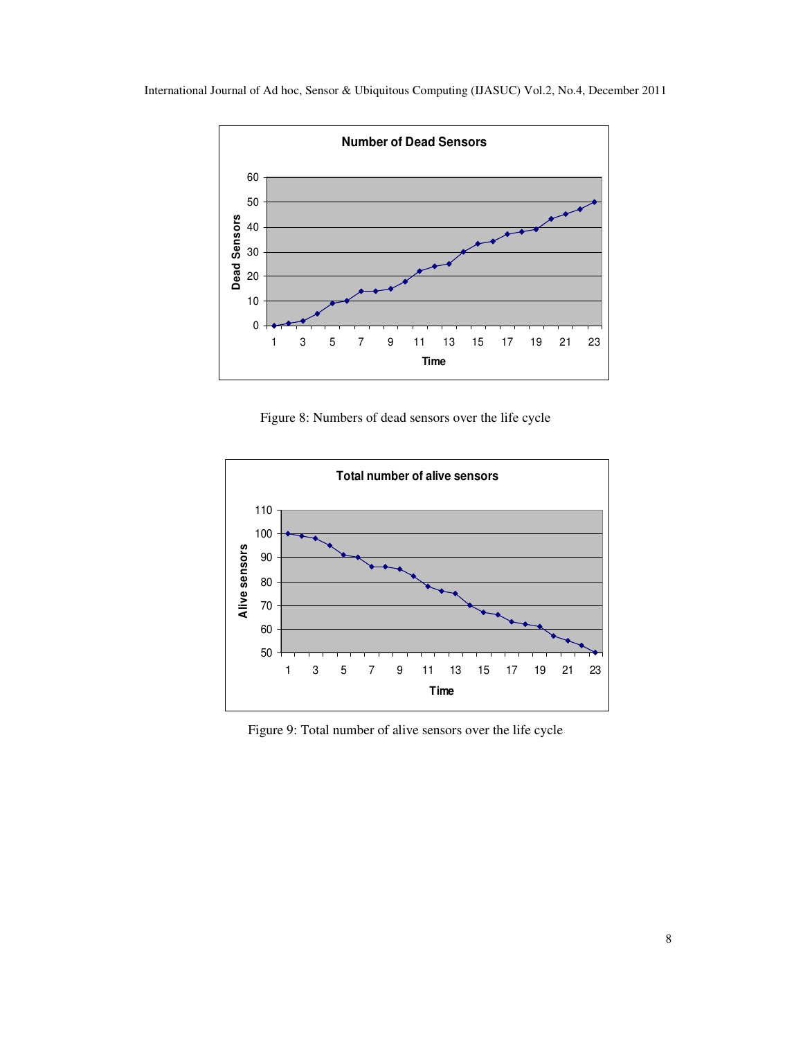Figure 8: Numbers of dead sensors over the life cycle

Figure 9: Total number of alive sensors over the life cycle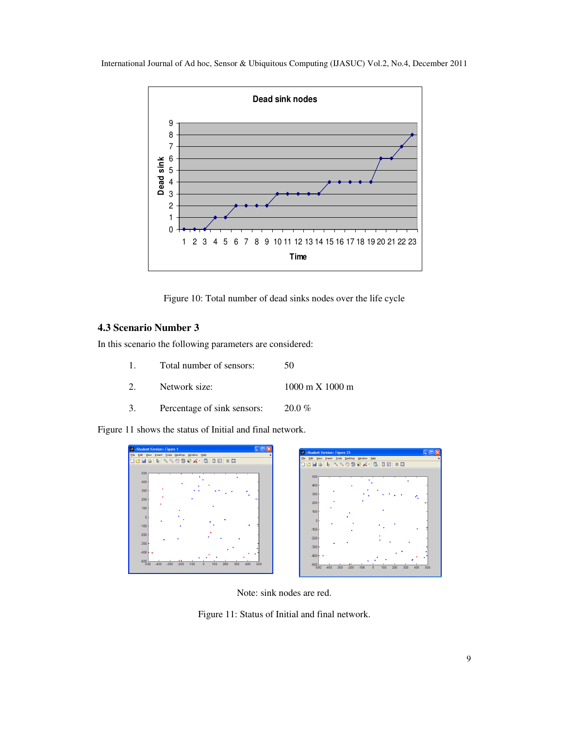Figure 10: Total number of dead sinks nodes over the life cycle

### 4.3 Scenario Number 3

In this scenario the following parameters are considered:

1. Total number of sensors: 50
2. Network size: 1000 m X 1000 m
3. Percentage of sink sensors: 20.0 %

Figure 11 shows the status of Initial and final network.

Note: sink nodes are red.

Figure 11: Status of Initial and final network.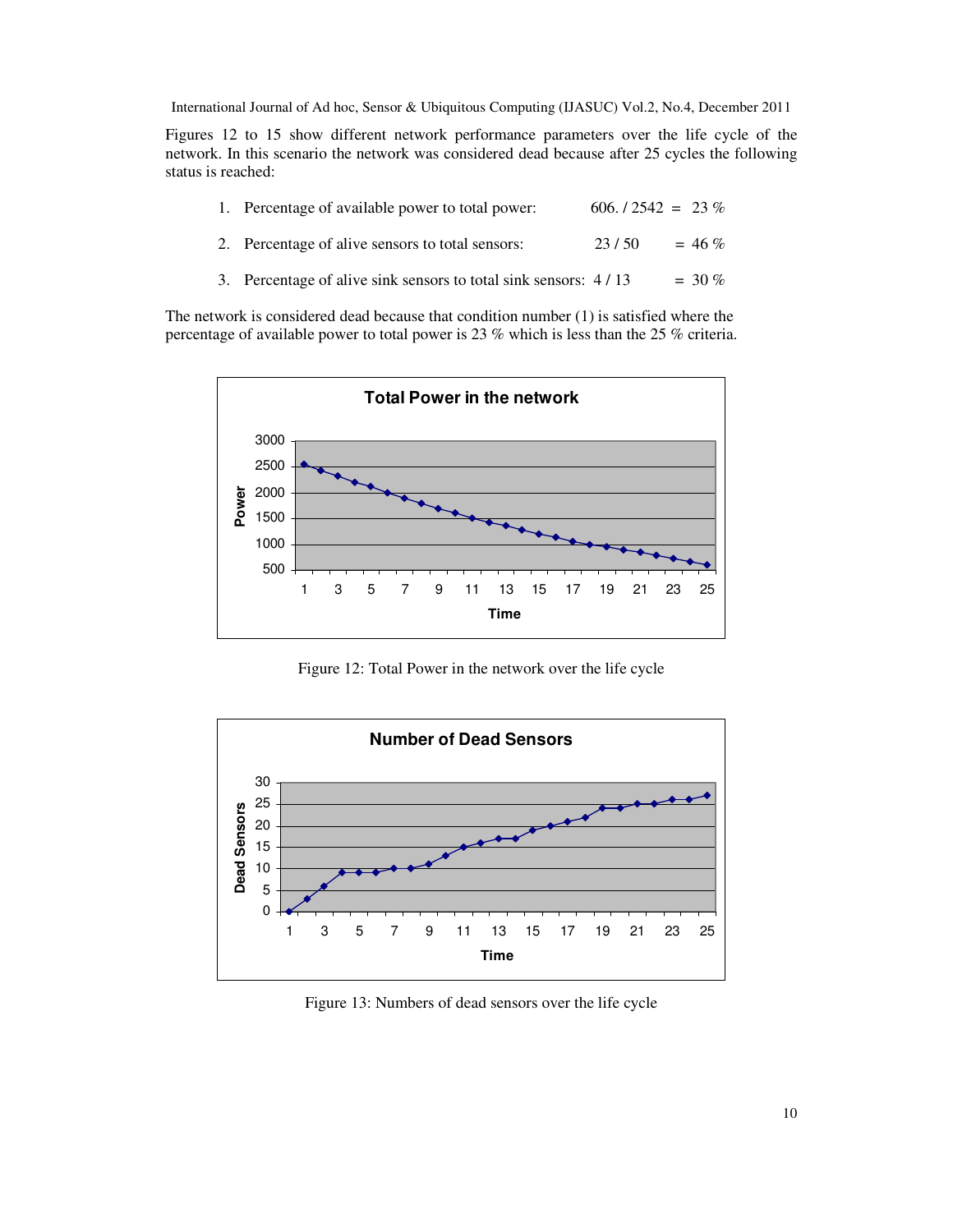Figures 12 to 15 show different network performance parameters over the life cycle of the network. In this scenario the network was considered dead because after 25 cycles the following status is reached:

1. Percentage of available power to total power: 606. / 2542 = 23 %
2. Percentage of alive sensors to total sensors: 23 / 50 = 46 %
3. Percentage of alive sink sensors to total sink sensors: 4 / 13 = 30 %

The network is considered dead because that condition number (1) is satisfied where the percentage of available power to total power is 23 % which is less than the 25 % criteria.

Figure 12: Total Power in the network over the life cycle

Figure 13: Numbers of dead sensors over the life cycle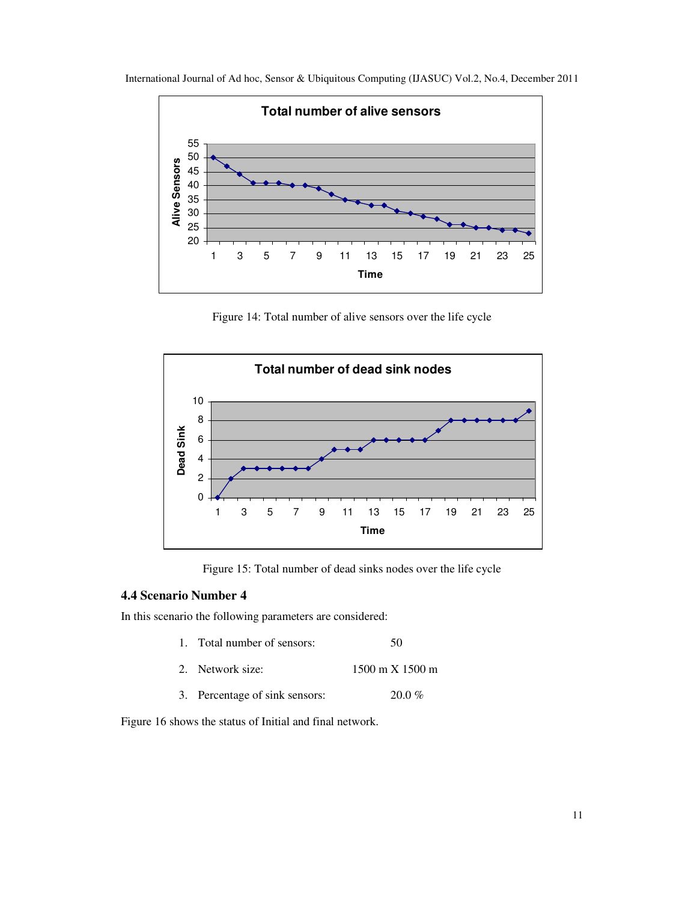Figure 14: Total number of alive sensors over the life cycle

Figure 15: Total number of dead sinks nodes over the life cycle

### 4.4 Scenario Number 4

In this scenario the following parameters are considered:

1. Total number of sensors: 50
2. Network size: 1500 m X 1500 m
3. Percentage of sink sensors: 20.0 %

Figure 16 shows the status of Initial and final network.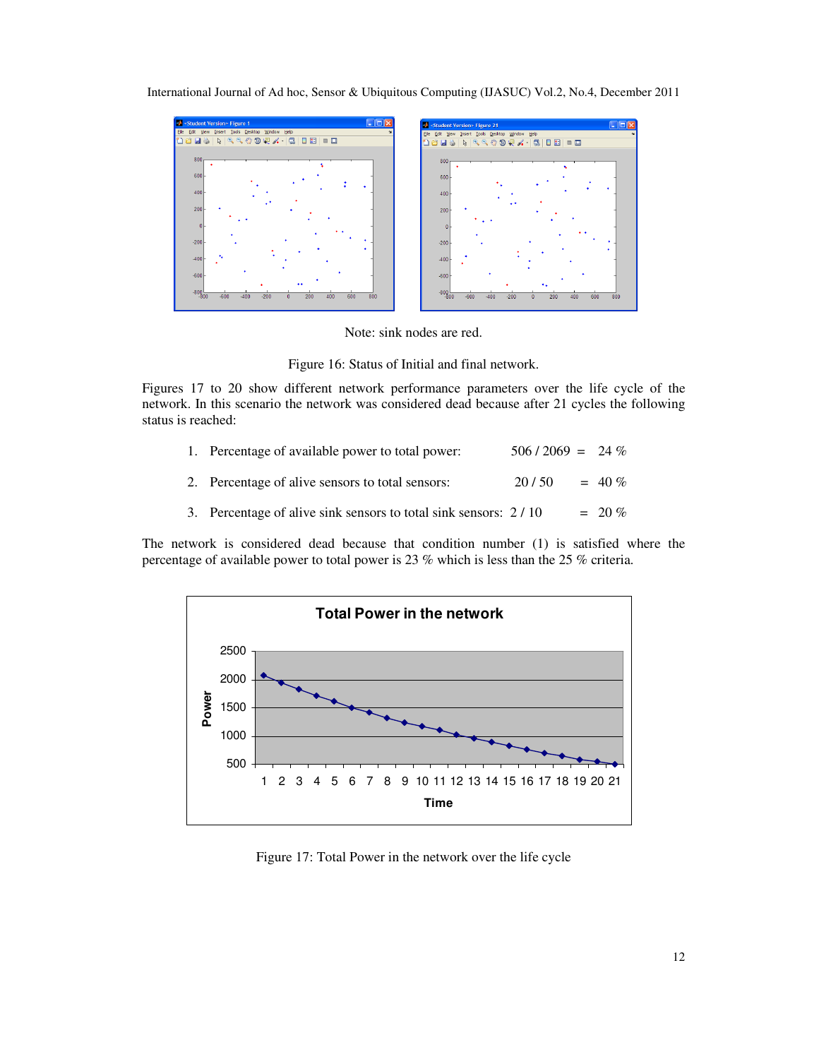Note: sink nodes are red.

Figure 16: Status of Initial and final network.

Figures 17 to 20 show different network performance parameters over the life cycle of the network. In this scenario the network was considered dead because after 21 cycles the following status is reached:

1. Percentage of available power to total power: 506 / 2069 = 24 %
2. Percentage of alive sensors to total sensors: 20 / 50 = 40 %
3. Percentage of alive sink sensors to total sink sensors: 2 / 10 = 20 %

The network is considered dead because that condition number (1) is satisfied where the percentage of available power to total power is 23 % which is less than the 25 % criteria.

Figure 17: Total Power in the network over the life cycle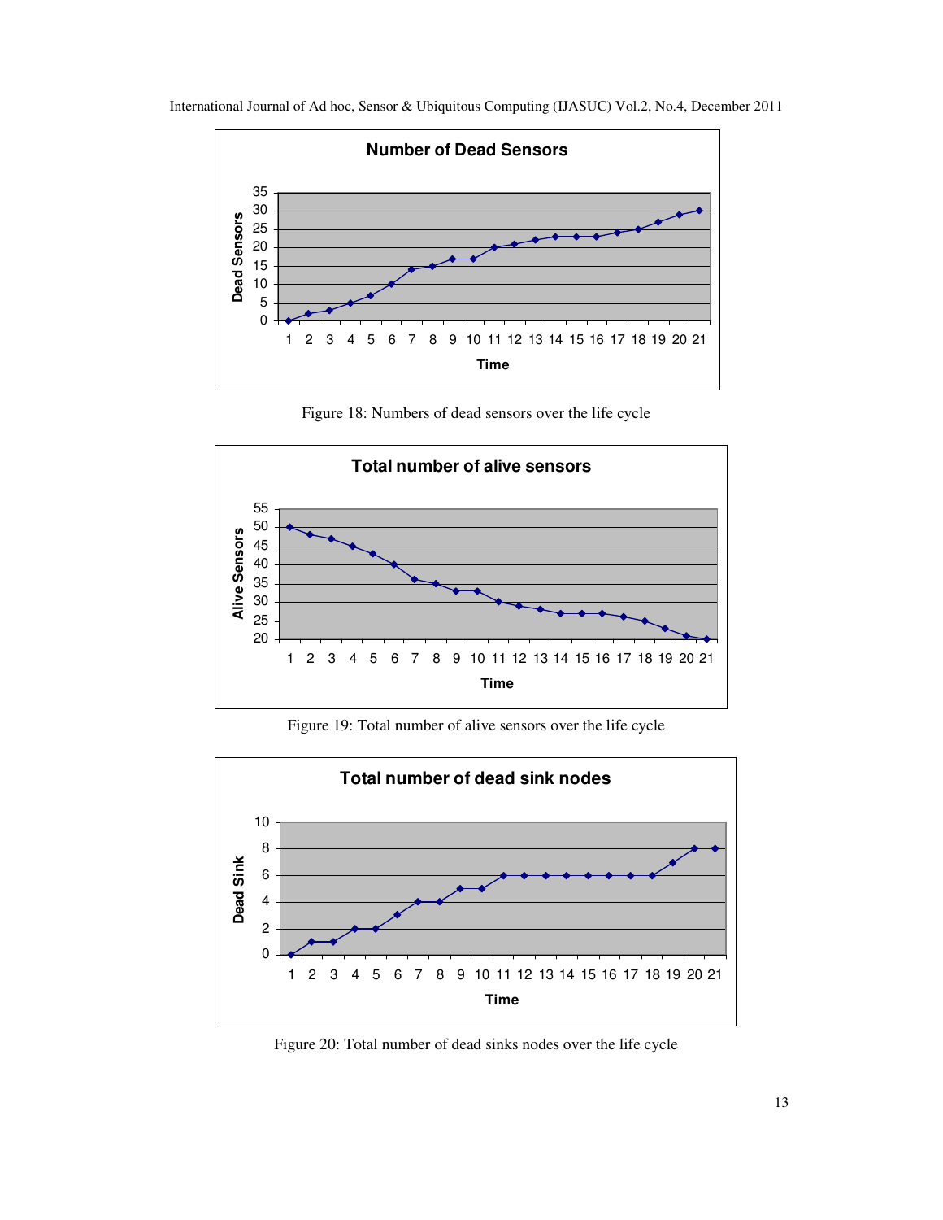Figure 18: Numbers of dead sensors over the life cycle

Figure 19: Total number of alive sensors over the life cycle

Figure 20: Total number of dead sinks nodes over the life cycle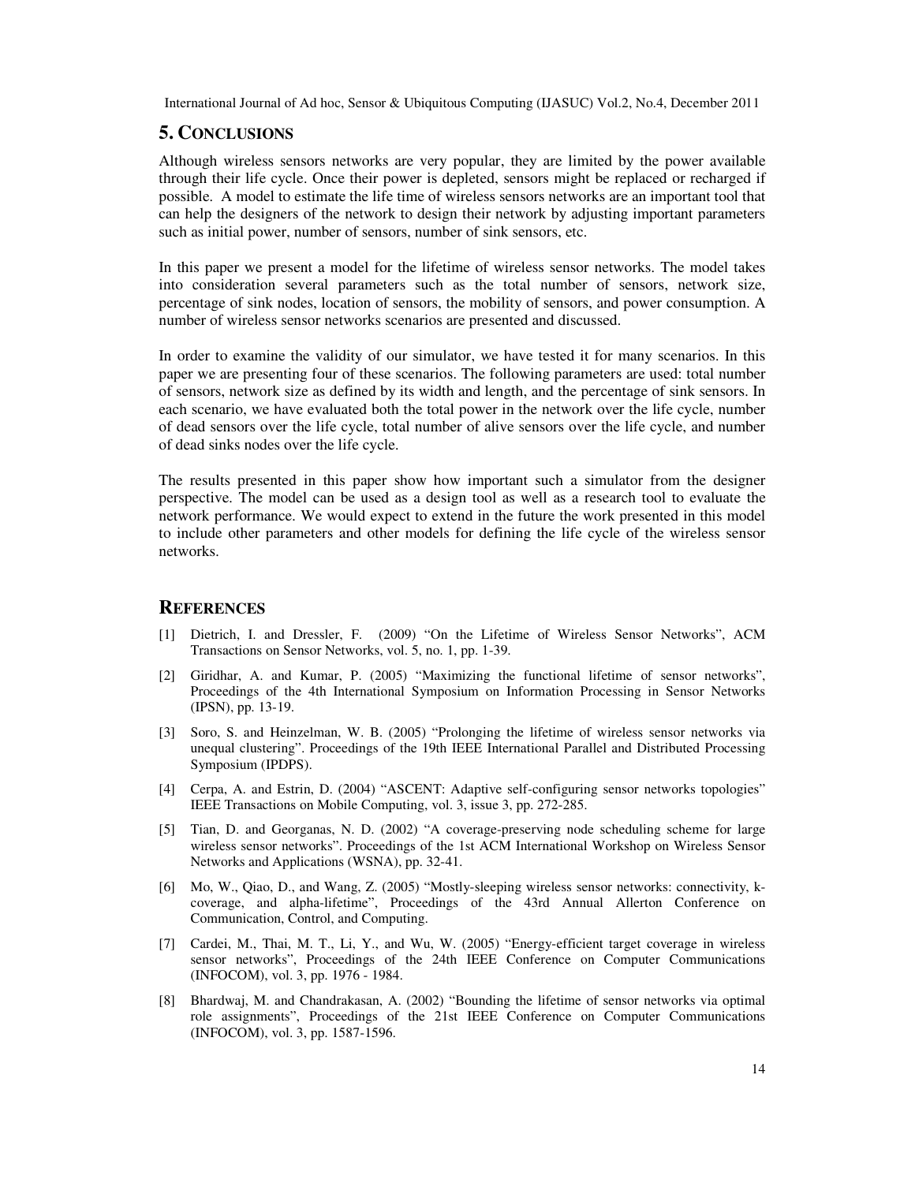## 5. CONCLUSIONS

Although wireless sensors networks are very popular, they are limited by the power available through their life cycle. Once their power is depleted, sensors might be replaced or recharged if possible. A model to estimate the life time of wireless sensors networks are an important tool that can help the designers of the network to design their network by adjusting important parameters such as initial power, number of sensors, number of sink sensors, etc.

In this paper we present a model for the lifetime of wireless sensor networks. The model takes into consideration several parameters such as the total number of sensors, network size, percentage of sink nodes, location of sensors, the mobility of sensors, and power consumption. A number of wireless sensor networks scenarios are presented and discussed.

In order to examine the validity of our simulator, we have tested it for many scenarios. In this paper we are presenting four of these scenarios. The following parameters are used: total number of sensors, network size as defined by its width and length, and the percentage of sink sensors. In each scenario, we have evaluated both the total power in the network over the life cycle, number of dead sensors over the life cycle, total number of alive sensors over the life cycle, and number of dead sinks nodes over the life cycle.

The results presented in this paper show how important such a simulator from the designer perspective. The model can be used as a design tool as well as a research tool to evaluate the network performance. We would expect to extend in the future the work presented in this model to include other parameters and other models for defining the life cycle of the wireless sensor networks.

## REFERENCES

[1] Dietrich, I. and Dressler, F. (2009) "On the Lifetime of Wireless Sensor Networks", ACM Transactions on Sensor Networks, vol. 5, no. 1, pp. 1-39.

[2] Giridhar, A. and Kumar, P. (2005) "Maximizing the functional lifetime of sensor networks", Proceedings of the 4th International Symposium on Information Processing in Sensor Networks (IPSN), pp. 13-19.

[3] Soro, S. and Heinzelman, W. B. (2005) "Prolonging the lifetime of wireless sensor networks via unequal clustering". Proceedings of the 19th IEEE International Parallel and Distributed Processing Symposium (IPDPS).

[4] Cerpa, A. and Estrin, D. (2004) "ASCENT: Adaptive self-configuring sensor networks topologies" IEEE Transactions on Mobile Computing, vol. 3, issue 3, pp. 272-285.

[5] Tian, D. and Georganas, N. D. (2002) "A coverage-preserving node scheduling scheme for large wireless sensor networks". Proceedings of the 1st ACM International Workshop on Wireless Sensor Networks and Applications (WSNA), pp. 32-41.

[6] Mo, W., Qiao, D., and Wang, Z. (2005) "Mostly-sleeping wireless sensor networks: connectivity, k-coverage, and alpha-lifetime", Proceedings of the 43rd Annual Allerton Conference on Communication, Control, and Computing.

[7] Cardei, M., Thai, M. T., Li, Y., and Wu, W. (2005) "Energy-efficient target coverage in wireless sensor networks", Proceedings of the 24th IEEE Conference on Computer Communications (INFOCOM), vol. 3, pp. 1976 - 1984.

[8] Bhardwaj, M. and Chandrakasan, A. (2002) "Bounding the lifetime of sensor networks via optimal role assignments", Proceedings of the 21st IEEE Conference on Computer Communications (INFOCOM), vol. 3, pp. 1587-1596.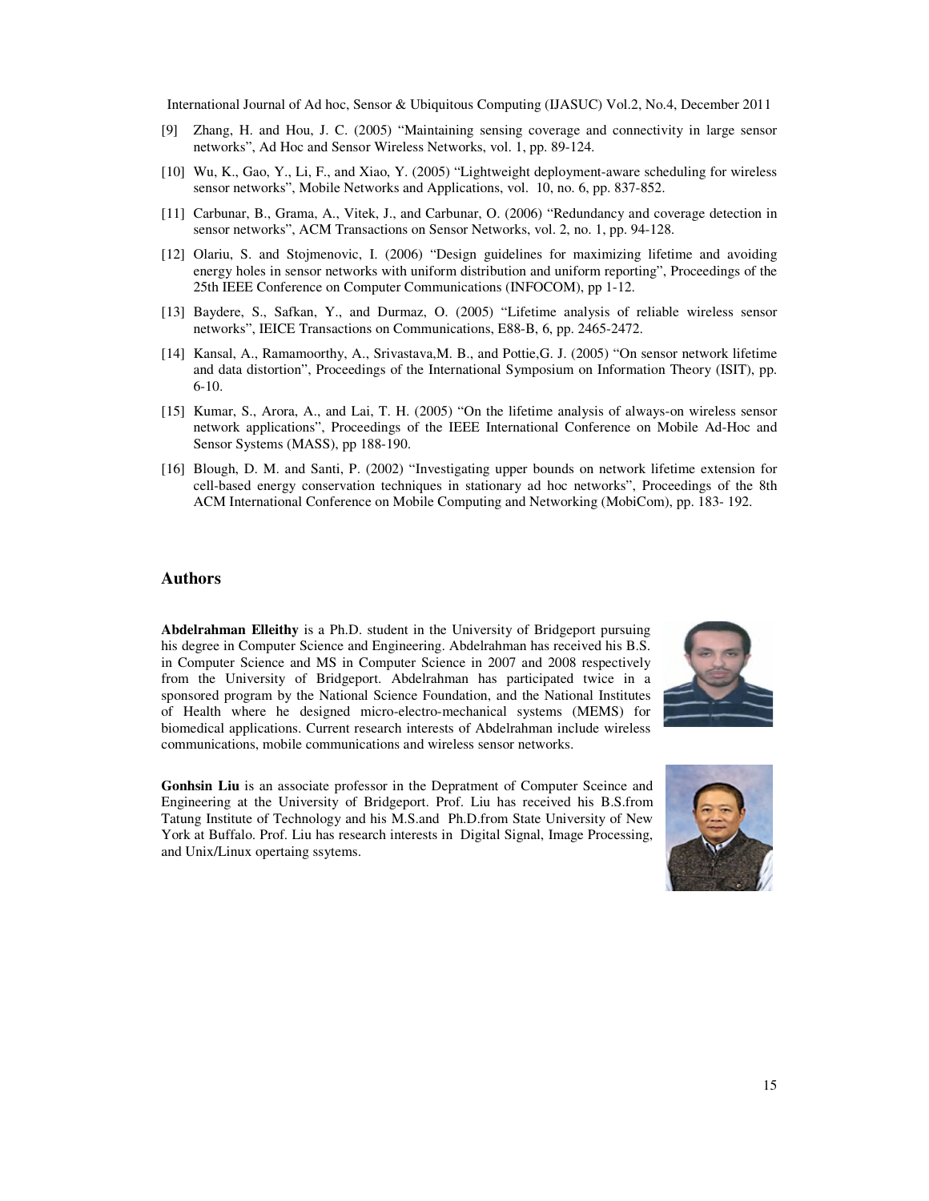[9] Zhang, H. and Hou, J. C. (2005) "Maintaining sensing coverage and connectivity in large sensor networks", Ad Hoc and Sensor Wireless Networks, vol. 1, pp. 89-124.

[10] Wu, K., Gao, Y., Li, F., and Xiao, Y. (2005) "Lightweight deployment-aware scheduling for wireless sensor networks", Mobile Networks and Applications, vol. 10, no. 6, pp. 837-852.

[11] Carbunar, B., Grama, A., Vitek, J., and Carbunar, O. (2006) "Redundancy and coverage detection in sensor networks", ACM Transactions on Sensor Networks, vol. 2, no. 1, pp. 94-128.

[12] Olariu, S. and Stojmenovic, I. (2006) "Design guidelines for maximizing lifetime and avoiding energy holes in sensor networks with uniform distribution and uniform reporting", Proceedings of the 25th IEEE Conference on Computer Communications (INFOCOM), pp 1-12.

[13] Baydere, S., Safkan, Y., and Durmaz, O. (2005) "Lifetime analysis of reliable wireless sensor networks", IEICE Transactions on Communications, E88-B, 6, pp. 2465-2472.

[14] Kansal, A., Ramamoorthy, A., Srivastava,M. B., and Pottie,G. J. (2005) "On sensor network lifetime and data distortion", Proceedings of the International Symposium on Information Theory (ISIT), pp. 6-10.

[15] Kumar, S., Arora, A., and Lai, T. H. (2005) "On the lifetime analysis of always-on wireless sensor network applications", Proceedings of the IEEE International Conference on Mobile Ad-Hoc and Sensor Systems (MASS), pp 188-190.

[16] Blough, D. M. and Santi, P. (2002) "Investigating upper bounds on network lifetime extension for cell-based energy conservation techniques in stationary ad hoc networks", Proceedings of the 8th ACM International Conference on Mobile Computing and Networking (MobiCom), pp. 183- 192.

## Authors

**Abdelrahman Elleithy** is a Ph.D. student in the University of Bridgeport pursuing his degree in Computer Science and Engineering. Abdelrahman has received his B.S. in Computer Science and MS in Computer Science in 2007 and 2008 respectively from the University of Bridgeport. Abdelrahman has participated twice in a sponsored program by the National Science Foundation, and the National Institutes of Health where he designed micro-electro-mechanical systems (MEMS) for biomedical applications. Current research interests of Abdelrahman include wireless communications, mobile communications and wireless sensor networks.

**Gonhsin Liu** is an associate professor in the Depratment of Computer Sceince and Engineering at the University of Bridgeport. Prof. Liu has received his B.S.from Tatung Institute of Technology and his M.S.and Ph.D.from State University of New York at Buffalo. Prof. Liu has research interests in Digital Signal, Image Processing, and Unix/Linux opertaing ssytems.